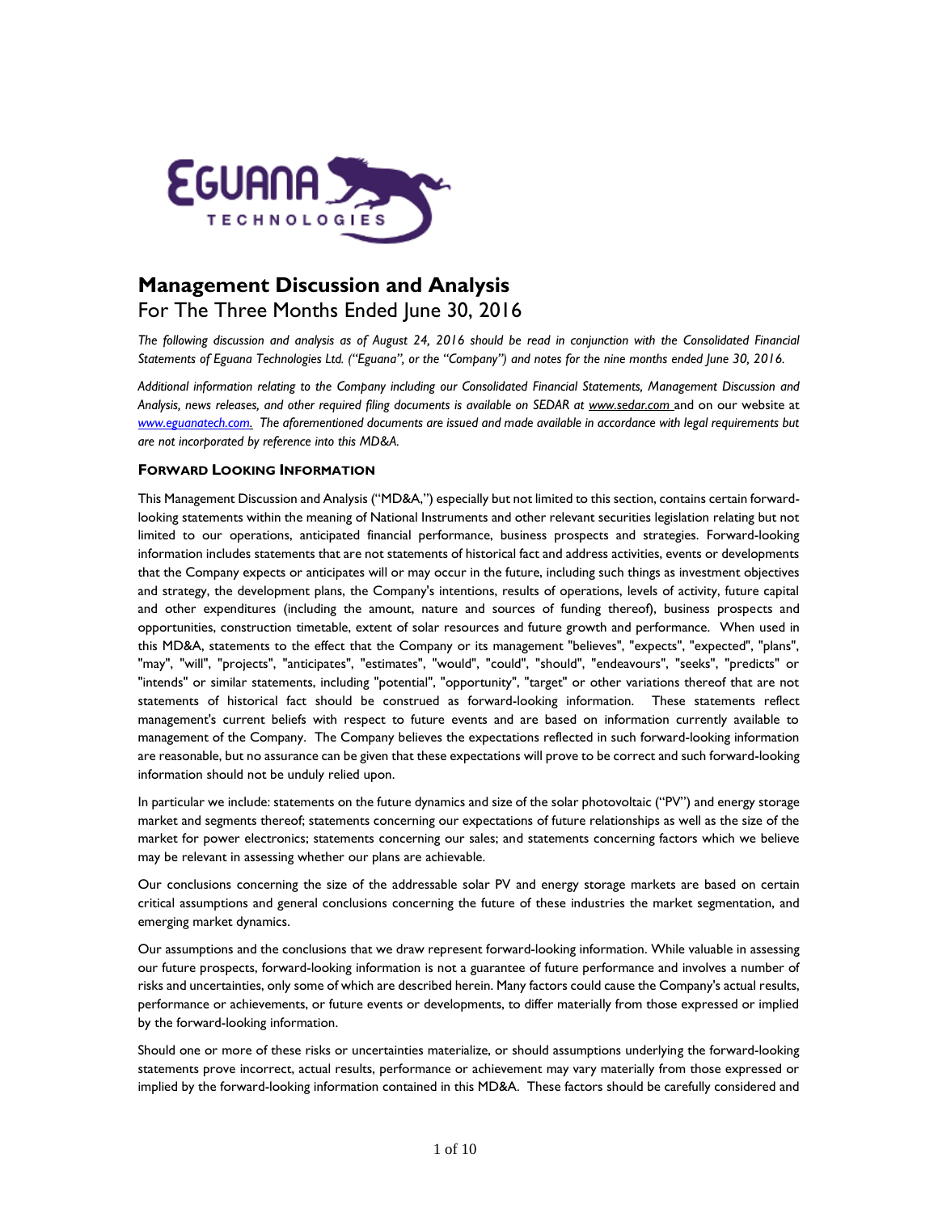# Management Discussion and Analysis

## For The Three Months Ended June 30, 2016

*The following discussion and analysis as of August 24, 2016 should be read in conjunction with the Consolidated Financial Statements of Eguana Technologies Ltd. ("Eguana", or the "Company") and notes for the nine months ended June 30, 2016.*

*Additional information relating to the Company including our Consolidated Financial Statements, Management Discussion and Analysis, news releases, and other required filing documents is available on SEDAR at www.sedar.com and on our website at www.eguanatech.com. The aforementioned documents are issued and made available in accordance with legal requirements but are not incorporated by reference into this MD&A.*

### FORWARD LOOKING INFORMATION

This Management Discussion and Analysis ("MD&A,") especially but not limited to this section, contains certain forward-looking statements within the meaning of National Instruments and other relevant securities legislation relating but not limited to our operations, anticipated financial performance, business prospects and strategies. Forward-looking information includes statements that are not statements of historical fact and address activities, events or developments that the Company expects or anticipates will or may occur in the future, including such things as investment objectives and strategy, the development plans, the Company's intentions, results of operations, levels of activity, future capital and other expenditures (including the amount, nature and sources of funding thereof), business prospects and opportunities, construction timetable, extent of solar resources and future growth and performance. When used in this MD&A, statements to the effect that the Company or its management "believes", "expects", "expected", "plans", "may", "will", "projects", "anticipates", "estimates", "would", "could", "should", "endeavours", "seeks", "predicts" or "intends" or similar statements, including "potential", "opportunity", "target" or other variations thereof that are not statements of historical fact should be construed as forward-looking information. These statements reflect management's current beliefs with respect to future events and are based on information currently available to management of the Company. The Company believes the expectations reflected in such forward-looking information are reasonable, but no assurance can be given that these expectations will prove to be correct and such forward-looking information should not be unduly relied upon.

In particular we include: statements on the future dynamics and size of the solar photovoltaic ("PV") and energy storage market and segments thereof; statements concerning our expectations of future relationships as well as the size of the market for power electronics; statements concerning our sales; and statements concerning factors which we believe may be relevant in assessing whether our plans are achievable.

Our conclusions concerning the size of the addressable solar PV and energy storage markets are based on certain critical assumptions and general conclusions concerning the future of these industries the market segmentation, and emerging market dynamics.

Our assumptions and the conclusions that we draw represent forward-looking information. While valuable in assessing our future prospects, forward-looking information is not a guarantee of future performance and involves a number of risks and uncertainties, only some of which are described herein. Many factors could cause the Company's actual results, performance or achievements, or future events or developments, to differ materially from those expressed or implied by the forward-looking information.

Should one or more of these risks or uncertainties materialize, or should assumptions underlying the forward-looking statements prove incorrect, actual results, performance or achievement may vary materially from those expressed or implied by the forward-looking information contained in this MD&A. These factors should be carefully considered and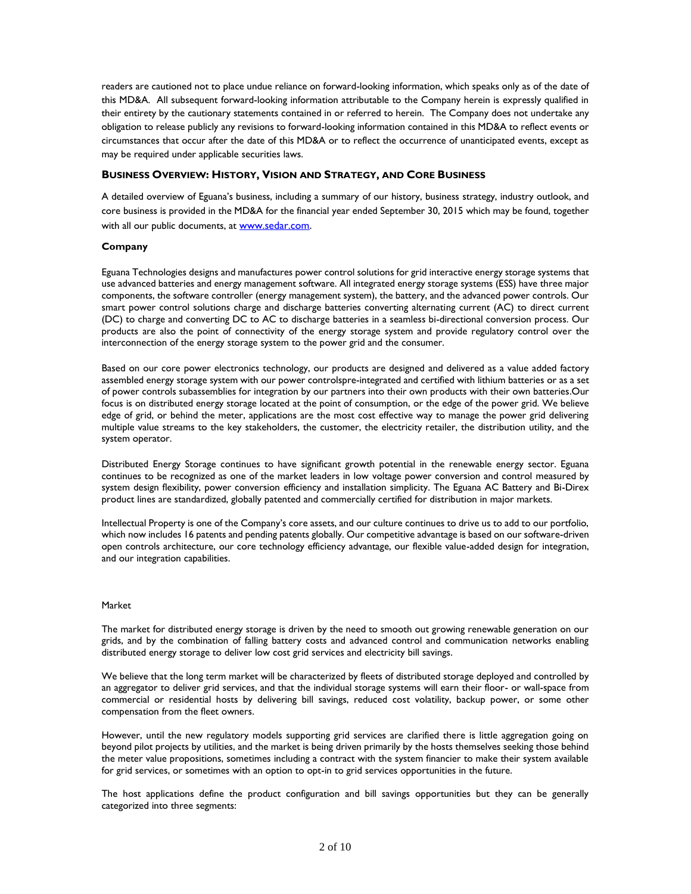readers are cautioned not to place undue reliance on forward-looking information, which speaks only as of the date of this MD&A. All subsequent forward-looking information attributable to the Company herein is expressly qualified in their entirety by the cautionary statements contained in or referred to herein. The Company does not undertake any obligation to release publicly any revisions to forward-looking information contained in this MD&A to reflect events or circumstances that occur after the date of this MD&A or to reflect the occurrence of unanticipated events, except as may be required under applicable securities laws.

## BUSINESS OVERVIEW: HISTORY, VISION AND STRATEGY, AND CORE BUSINESS

A detailed overview of Eguana's business, including a summary of our history, business strategy, industry outlook, and core business is provided in the MD&A for the financial year ended September 30, 2015 which may be found, together with all our public documents, at www.sedar.com.

### Company

Eguana Technologies designs and manufactures power control solutions for grid interactive energy storage systems that use advanced batteries and energy management software. All integrated energy storage systems (ESS) have three major components, the software controller (energy management system), the battery, and the advanced power controls. Our smart power control solutions charge and discharge batteries converting alternating current (AC) to direct current (DC) to charge and converting DC to AC to discharge batteries in a seamless bi-directional conversion process. Our products are also the point of connectivity of the energy storage system and provide regulatory control over the interconnection of the energy storage system to the power grid and the consumer.

Based on our core power electronics technology, our products are designed and delivered as a value added factory assembled energy storage system with our power controlspre-integrated and certified with lithium batteries or as a set of power controls subassemblies for integration by our partners into their own products with their own batteries.Our focus is on distributed energy storage located at the point of consumption, or the edge of the power grid. We believe edge of grid, or behind the meter, applications are the most cost effective way to manage the power grid delivering multiple value streams to the key stakeholders, the customer, the electricity retailer, the distribution utility, and the system operator.

Distributed Energy Storage continues to have significant growth potential in the renewable energy sector. Eguana continues to be recognized as one of the market leaders in low voltage power conversion and control measured by system design flexibility, power conversion efficiency and installation simplicity. The Eguana AC Battery and Bi-Direx product lines are standardized, globally patented and commercially certified for distribution in major markets.

Intellectual Property is one of the Company's core assets, and our culture continues to drive us to add to our portfolio, which now includes 16 patents and pending patents globally. Our competitive advantage is based on our software-driven open controls architecture, our core technology efficiency advantage, our flexible value-added design for integration, and our integration capabilities.

Market

The market for distributed energy storage is driven by the need to smooth out growing renewable generation on our grids, and by the combination of falling battery costs and advanced control and communication networks enabling distributed energy storage to deliver low cost grid services and electricity bill savings.

We believe that the long term market will be characterized by fleets of distributed storage deployed and controlled by an aggregator to deliver grid services, and that the individual storage systems will earn their floor- or wall-space from commercial or residential hosts by delivering bill savings, reduced cost volatility, backup power, or some other compensation from the fleet owners.

However, until the new regulatory models supporting grid services are clarified there is little aggregation going on beyond pilot projects by utilities, and the market is being driven primarily by the hosts themselves seeking those behind the meter value propositions, sometimes including a contract with the system financier to make their system available for grid services, or sometimes with an option to opt-in to grid services opportunities in the future.

The host applications define the product configuration and bill savings opportunities but they can be generally categorized into three segments: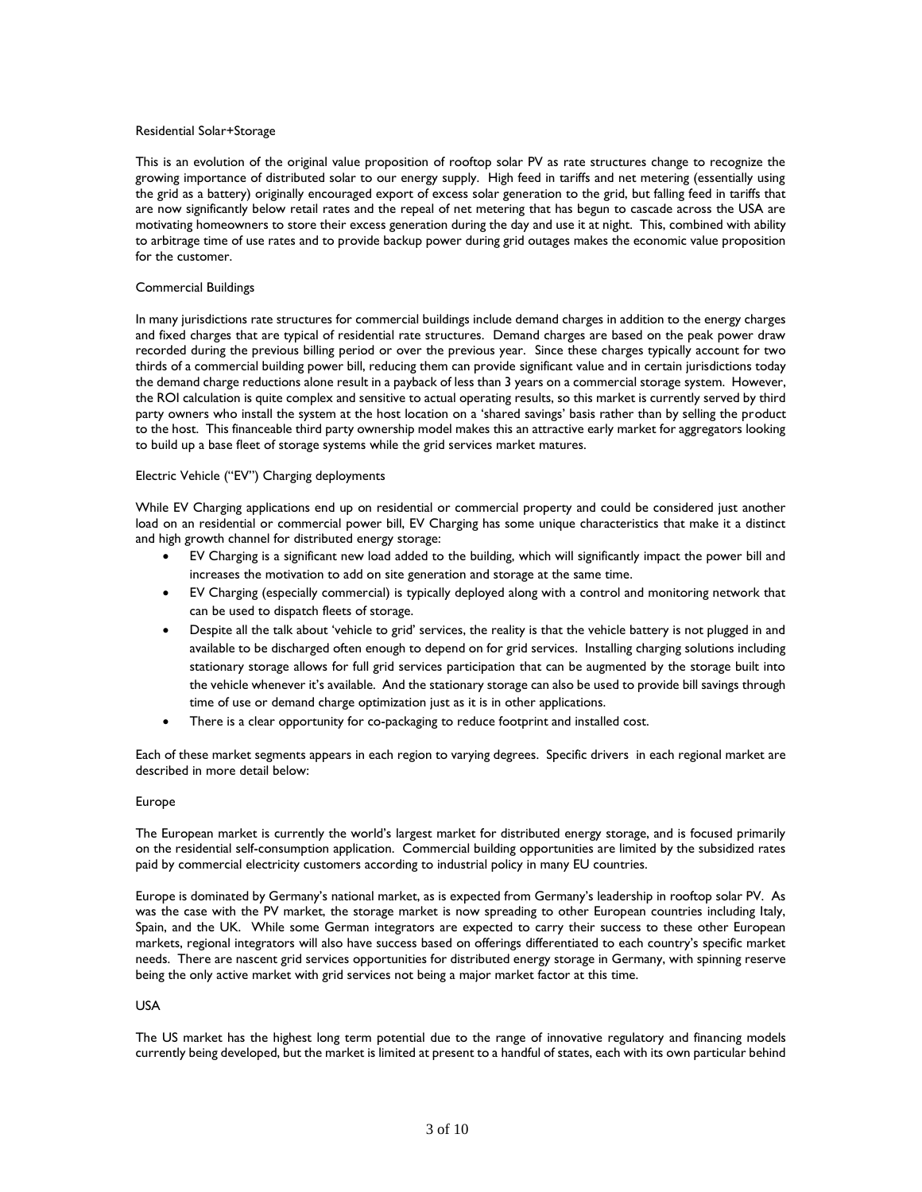## Residential Solar+Storage

This is an evolution of the original value proposition of rooftop solar PV as rate structures change to recognize the growing importance of distributed solar to our energy supply. High feed in tariffs and net metering (essentially using the grid as a battery) originally encouraged export of excess solar generation to the grid, but falling feed in tariffs that are now significantly below retail rates and the repeal of net metering that has begun to cascade across the USA are motivating homeowners to store their excess generation during the day and use it at night. This, combined with ability to arbitrage time of use rates and to provide backup power during grid outages makes the economic value proposition for the customer.

## Commercial Buildings

In many jurisdictions rate structures for commercial buildings include demand charges in addition to the energy charges and fixed charges that are typical of residential rate structures. Demand charges are based on the peak power draw recorded during the previous billing period or over the previous year. Since these charges typically account for two thirds of a commercial building power bill, reducing them can provide significant value and in certain jurisdictions today the demand charge reductions alone result in a payback of less than 3 years on a commercial storage system. However, the ROI calculation is quite complex and sensitive to actual operating results, so this market is currently served by third party owners who install the system at the host location on a 'shared savings' basis rather than by selling the product to the host. This financeable third party ownership model makes this an attractive early market for aggregators looking to build up a base fleet of storage systems while the grid services market matures.

## Electric Vehicle ("EV") Charging deployments

While EV Charging applications end up on residential or commercial property and could be considered just another load on an residential or commercial power bill, EV Charging has some unique characteristics that make it a distinct and high growth channel for distributed energy storage:

- EV Charging is a significant new load added to the building, which will significantly impact the power bill and increases the motivation to add on site generation and storage at the same time.
- EV Charging (especially commercial) is typically deployed along with a control and monitoring network that can be used to dispatch fleets of storage.
- Despite all the talk about 'vehicle to grid' services, the reality is that the vehicle battery is not plugged in and available to be discharged often enough to depend on for grid services. Installing charging solutions including stationary storage allows for full grid services participation that can be augmented by the storage built into the vehicle whenever it's available. And the stationary storage can also be used to provide bill savings through time of use or demand charge optimization just as it is in other applications.
- There is a clear opportunity for co-packaging to reduce footprint and installed cost.

Each of these market segments appears in each region to varying degrees. Specific drivers in each regional market are described in more detail below:

## Europe

The European market is currently the world's largest market for distributed energy storage, and is focused primarily on the residential self-consumption application. Commercial building opportunities are limited by the subsidized rates paid by commercial electricity customers according to industrial policy in many EU countries.

Europe is dominated by Germany's national market, as is expected from Germany's leadership in rooftop solar PV. As was the case with the PV market, the storage market is now spreading to other European countries including Italy, Spain, and the UK. While some German integrators are expected to carry their success to these other European markets, regional integrators will also have success based on offerings differentiated to each country's specific market needs. There are nascent grid services opportunities for distributed energy storage in Germany, with spinning reserve being the only active market with grid services not being a major market factor at this time.

## USA

The US market has the highest long term potential due to the range of innovative regulatory and financing models currently being developed, but the market is limited at present to a handful of states, each with its own particular behind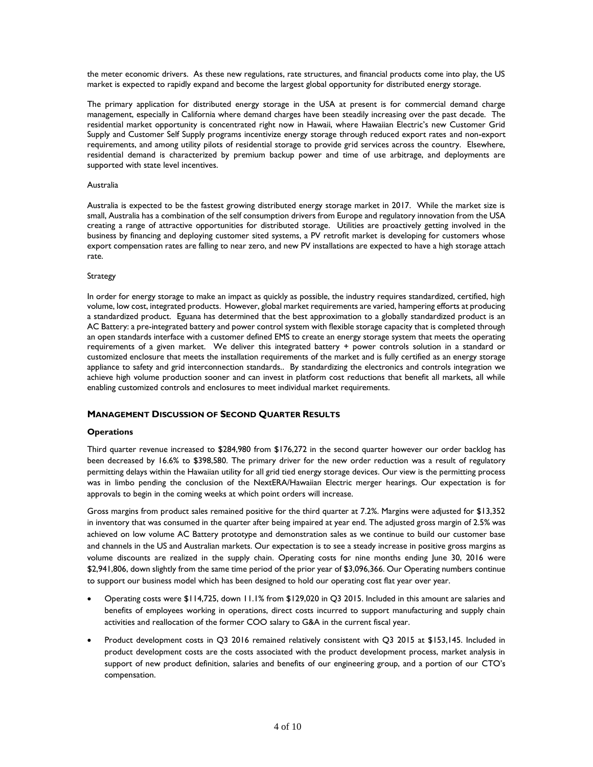the meter economic drivers. As these new regulations, rate structures, and financial products come into play, the US market is expected to rapidly expand and become the largest global opportunity for distributed energy storage.

The primary application for distributed energy storage in the USA at present is for commercial demand charge management, especially in California where demand charges have been steadily increasing over the past decade. The residential market opportunity is concentrated right now in Hawaii, where Hawaiian Electric's new Customer Grid Supply and Customer Self Supply programs incentivize energy storage through reduced export rates and non-export requirements, and among utility pilots of residential storage to provide grid services across the country. Elsewhere, residential demand is characterized by premium backup power and time of use arbitrage, and deployments are supported with state level incentives.

Australia

Australia is expected to be the fastest growing distributed energy storage market in 2017. While the market size is small, Australia has a combination of the self consumption drivers from Europe and regulatory innovation from the USA creating a range of attractive opportunities for distributed storage. Utilities are proactively getting involved in the business by financing and deploying customer sited systems, a PV retrofit market is developing for customers whose export compensation rates are falling to near zero, and new PV installations are expected to have a high storage attach rate.

Strategy

In order for energy storage to make an impact as quickly as possible, the industry requires standardized, certified, high volume, low cost, integrated products. However, global market requirements are varied, hampering efforts at producing a standardized product. Eguana has determined that the best approximation to a globally standardized product is an AC Battery: a pre-integrated battery and power control system with flexible storage capacity that is completed through an open standards interface with a customer defined EMS to create an energy storage system that meets the operating requirements of a given market. We deliver this integrated battery + power controls solution in a standard or customized enclosure that meets the installation requirements of the market and is fully certified as an energy storage appliance to safety and grid interconnection standards.. By standardizing the electronics and controls integration we achieve high volume production sooner and can invest in platform cost reductions that benefit all markets, all while enabling customized controls and enclosures to meet individual market requirements.

## Management Discussion of Second Quarter Results

### Operations

Third quarter revenue increased to $284,980 from $176,272 in the second quarter however our order backlog has been decreased by 16.6% to $398,580. The primary driver for the new order reduction was a result of regulatory permitting delays within the Hawaiian utility for all grid tied energy storage devices. Our view is the permitting process was in limbo pending the conclusion of the NextERA/Hawaiian Electric merger hearings. Our expectation is for approvals to begin in the coming weeks at which point orders will increase.

Gross margins from product sales remained positive for the third quarter at 7.2%. Margins were adjusted for $13,352 in inventory that was consumed in the quarter after being impaired at year end. The adjusted gross margin of 2.5% was achieved on low volume AC Battery prototype and demonstration sales as we continue to build our customer base and channels in the US and Australian markets. Our expectation is to see a steady increase in positive gross margins as volume discounts are realized in the supply chain. Operating costs for nine months ending June 30, 2016 were $2,941,806, down slightly from the same time period of the prior year of $3,096,366. Our Operating numbers continue to support our business model which has been designed to hold our operating cost flat year over year.

- Operating costs were $114,725, down 11.1% from $129,020 in Q3 2015. Included in this amount are salaries and benefits of employees working in operations, direct costs incurred to support manufacturing and supply chain activities and reallocation of the former COO salary to G&A in the current fiscal year.
- Product development costs in Q3 2016 remained relatively consistent with Q3 2015 at $153,145. Included in product development costs are the costs associated with the product development process, market analysis in support of new product definition, salaries and benefits of our engineering group, and a portion of our CTO's compensation.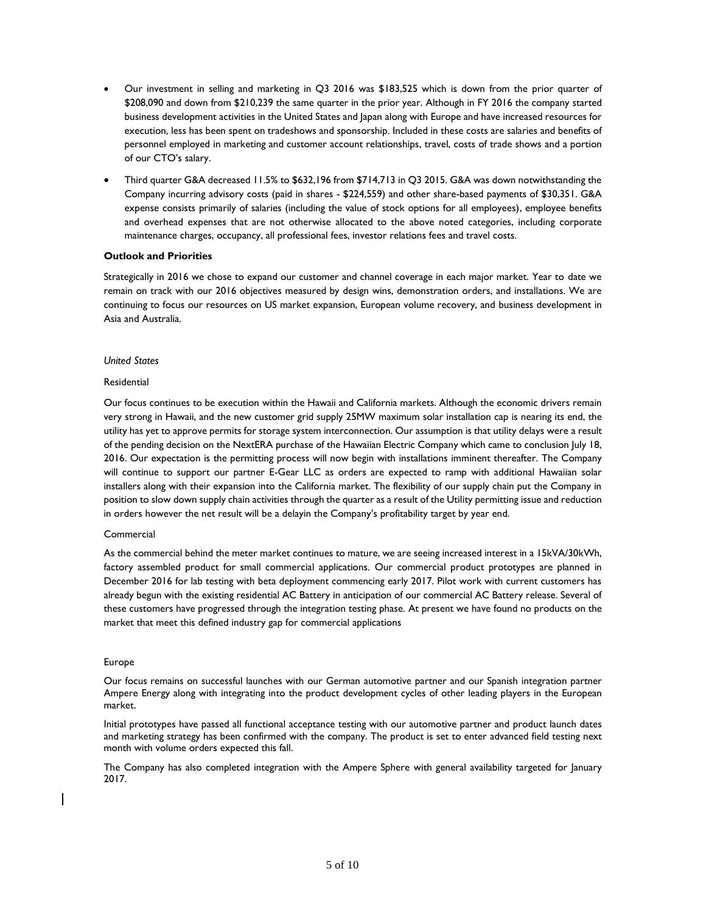- Our investment in selling and marketing in Q3 2016 was $183,525 which is down from the prior quarter of $208,090 and down from $210,239 the same quarter in the prior year. Although in FY 2016 the company started business development activities in the United States and Japan along with Europe and have increased resources for execution, less has been spent on tradeshows and sponsorship. Included in these costs are salaries and benefits of personnel employed in marketing and customer account relationships, travel, costs of trade shows and a portion of our CTO's salary.
- Third quarter G&A decreased 11.5% to $632,196 from $714,713 in Q3 2015. G&A was down notwithstanding the Company incurring advisory costs (paid in shares - $224,559) and other share-based payments of $30,351. G&A expense consists primarily of salaries (including the value of stock options for all employees), employee benefits and overhead expenses that are not otherwise allocated to the above noted categories, including corporate maintenance charges, occupancy, all professional fees, investor relations fees and travel costs.

**Outlook and Priorities**

Strategically in 2016 we chose to expand our customer and channel coverage in each major market. Year to date we remain on track with our 2016 objectives measured by design wins, demonstration orders, and installations. We are continuing to focus our resources on US market expansion, European volume recovery, and business development in Asia and Australia.

*United States*

Residential

Our focus continues to be execution within the Hawaii and California markets. Although the economic drivers remain very strong in Hawaii, and the new customer grid supply 25MW maximum solar installation cap is nearing its end, the utility has yet to approve permits for storage system interconnection. Our assumption is that utility delays were a result of the pending decision on the NextERA purchase of the Hawaiian Electric Company which came to conclusion July 18, 2016. Our expectation is the permitting process will now begin with installations imminent thereafter. The Company will continue to support our partner E-Gear LLC as orders are expected to ramp with additional Hawaiian solar installers along with their expansion into the California market. The flexibility of our supply chain put the Company in position to slow down supply chain activities through the quarter as a result of the Utility permitting issue and reduction in orders however the net result will be a delayin the Company's profitability target by year end.

Commercial

As the commercial behind the meter market continues to mature, we are seeing increased interest in a 15kVA/30kWh, factory assembled product for small commercial applications. Our commercial product prototypes are planned in December 2016 for lab testing with beta deployment commencing early 2017. Pilot work with current customers has already begun with the existing residential AC Battery in anticipation of our commercial AC Battery release. Several of these customers have progressed through the integration testing phase. At present we have found no products on the market that meet this defined industry gap for commercial applications

Europe

Our focus remains on successful launches with our German automotive partner and our Spanish integration partner Ampere Energy along with integrating into the product development cycles of other leading players in the European market.

Initial prototypes have passed all functional acceptance testing with our automotive partner and product launch dates and marketing strategy has been confirmed with the company. The product is set to enter advanced field testing next month with volume orders expected this fall.

The Company has also completed integration with the Ampere Sphere with general availability targeted for January 2017.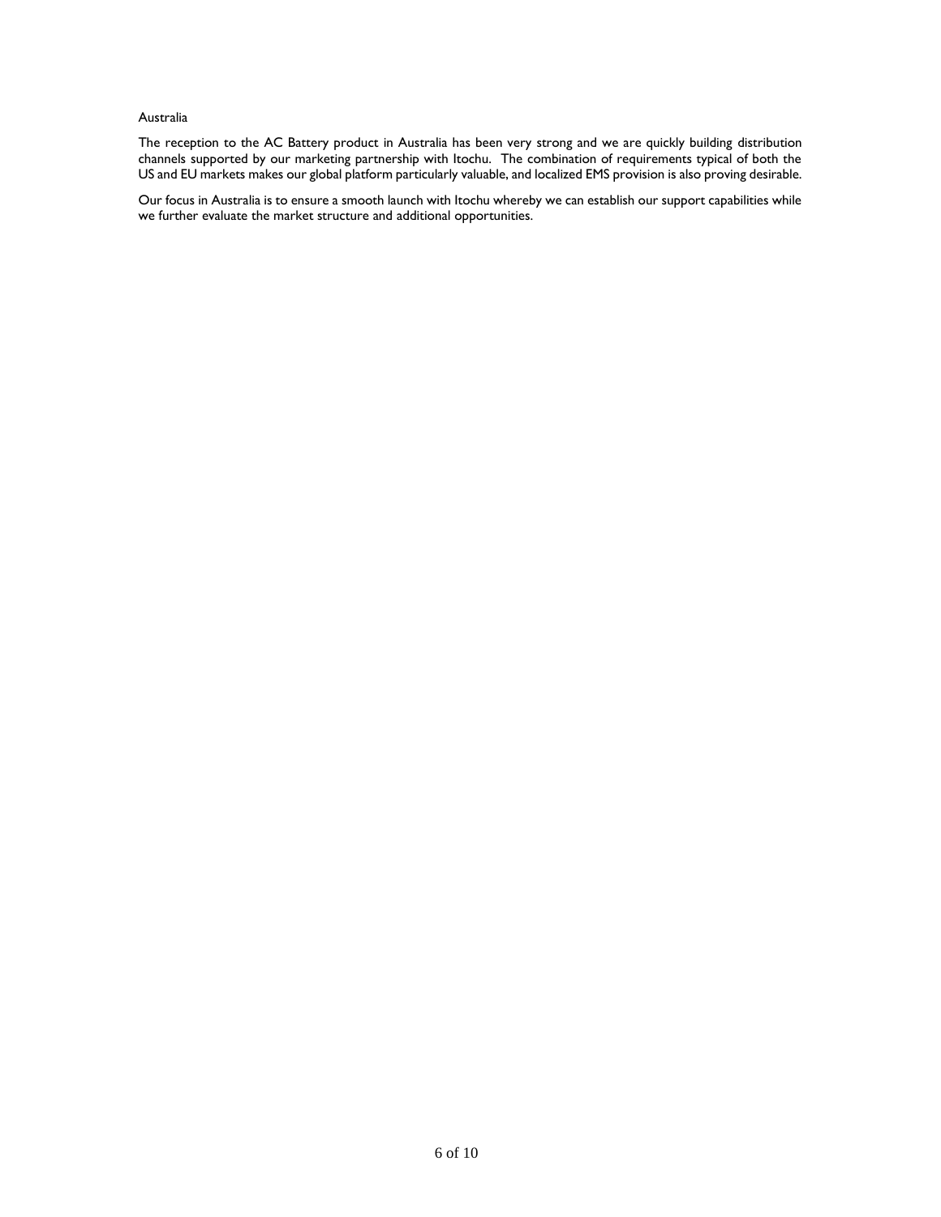Australia

The reception to the AC Battery product in Australia has been very strong and we are quickly building distribution channels supported by our marketing partnership with Itochu. The combination of requirements typical of both the US and EU markets makes our global platform particularly valuable, and localized EMS provision is also proving desirable.

Our focus in Australia is to ensure a smooth launch with Itochu whereby we can establish our support capabilities while we further evaluate the market structure and additional opportunities.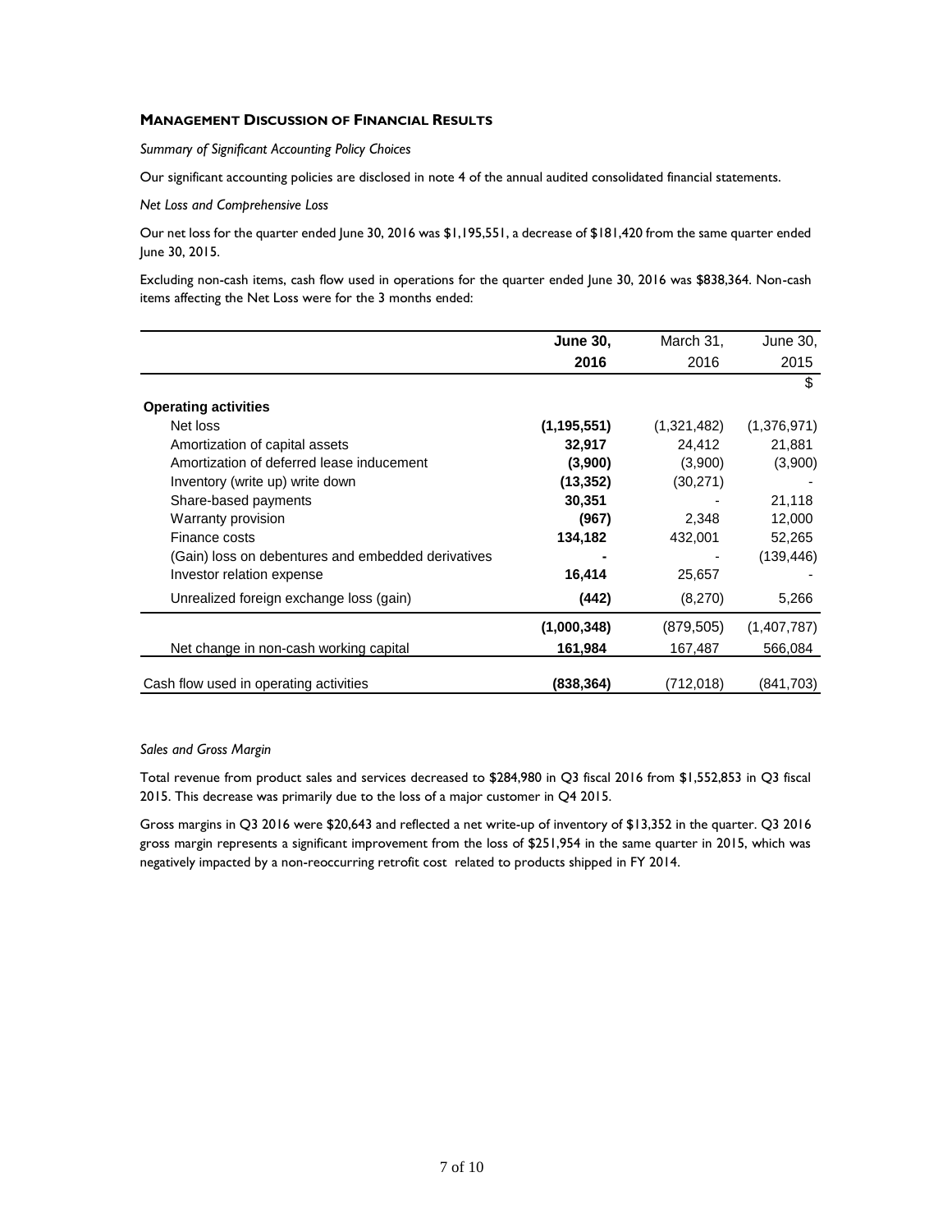## MANAGEMENT DISCUSSION OF FINANCIAL RESULTS

*Summary of Significant Accounting Policy Choices*

Our significant accounting policies are disclosed in note 4 of the annual audited consolidated financial statements.

*Net Loss and Comprehensive Loss*

Our net loss for the quarter ended June 30, 2016 was $1,195,551, a decrease of $181,420 from the same quarter ended June 30, 2015.

Excluding non-cash items, cash flow used in operations for the quarter ended June 30, 2016 was $838,364. Non-cash items affecting the Net Loss were for the 3 months ended:

| | **June 30, 2016** | March 31, 2016 | June 30, 2015 |
|---|---|---|---|
| | | | $ |
| **Operating activities** | | | |
| Net loss | **(1,195,551)** | (1,321,482) | (1,376,971) |
| Amortization of capital assets | **32,917** | 24,412 | 21,881 |
| Amortization of deferred lease inducement | **(3,900)** | (3,900) | (3,900) |
| Inventory (write up) write down | **(13,352)** | (30,271) | - |
| Share-based payments | **30,351** | - | 21,118 |
| Warranty provision | **(967)** | 2,348 | 12,000 |
| Finance costs | **134,182** | 432,001 | 52,265 |
| (Gain) loss on debentures and embedded derivatives | **-** | - | (139,446) |
| Investor relation expense | **16,414** | 25,657 | - |
| Unrealized foreign exchange loss (gain) | **(442)** | (8,270) | 5,266 |
| | **(1,000,348)** | (879,505) | (1,407,787) |
| Net change in non-cash working capital | **161,984** | 167,487 | 566,084 |
| Cash flow used in operating activities | **(838,364)** | (712,018) | (841,703) |

*Sales and Gross Margin*

Total revenue from product sales and services decreased to $284,980 in Q3 fiscal 2016 from $1,552,853 in Q3 fiscal 2015. This decrease was primarily due to the loss of a major customer in Q4 2015.

Gross margins in Q3 2016 were $20,643 and reflected a net write-up of inventory of $13,352 in the quarter. Q3 2016 gross margin represents a significant improvement from the loss of $251,954 in the same quarter in 2015, which was negatively impacted by a non-reoccurring retrofit cost related to products shipped in FY 2014.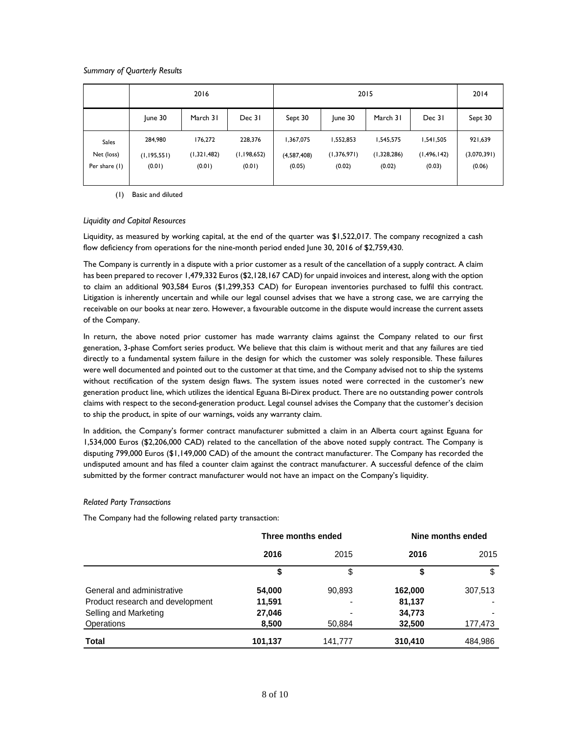*Summary of Quarterly Results*

| | 2016 | | | 2015 | | | | 2014 |
|---|---|---|---|---|---|---|---|---|
| | June 30 | March 31 | Dec 31 | Sept 30 | June 30 | March 31 | Dec 31 | Sept 30 |
| Sales | 284,980 | 176,272 | 228,376 | 1,367,075 | 1,552,853 | 1,545,575 | 1,541,505 | 921,639 |
| Net (loss) | (1,195,551) | (1,321,482) | (1,198,652) | (4,587,408) | (1,376,971) | (1,328,286) | (1,496,142) | (3,070,391) |
| Per share (1) | (0.01) | (0.01) | (0.01) | (0.05) | (0.02) | (0.02) | (0.03) | (0.06) |

(1) Basic and diluted

*Liquidity and Capital Resources*

Liquidity, as measured by working capital, at the end of the quarter was $1,522,017. The company recognized a cash flow deficiency from operations for the nine-month period ended June 30, 2016 of $2,759,430.

The Company is currently in a dispute with a prior customer as a result of the cancellation of a supply contract. A claim has been prepared to recover 1,479,332 Euros ($2,128,167 CAD) for unpaid invoices and interest, along with the option to claim an additional 903,584 Euros ($1,299,353 CAD) for European inventories purchased to fulfil this contract. Litigation is inherently uncertain and while our legal counsel advises that we have a strong case, we are carrying the receivable on our books at near zero. However, a favourable outcome in the dispute would increase the current assets of the Company.

In return, the above noted prior customer has made warranty claims against the Company related to our first generation, 3-phase Comfort series product. We believe that this claim is without merit and that any failures are tied directly to a fundamental system failure in the design for which the customer was solely responsible. These failures were well documented and pointed out to the customer at that time, and the Company advised not to ship the systems without rectification of the system design flaws. The system issues noted were corrected in the customer's new generation product line, which utilizes the identical Eguana Bi-Direx product. There are no outstanding power controls claims with respect to the second-generation product. Legal counsel advises the Company that the customer's decision to ship the product, in spite of our warnings, voids any warranty claim.

In addition, the Company's former contract manufacturer submitted a claim in an Alberta court against Eguana for 1,534,000 Euros ($2,206,000 CAD) related to the cancellation of the above noted supply contract. The Company is disputing 799,000 Euros ($1,149,000 CAD) of the amount the contract manufacturer. The Company has recorded the undisputed amount and has filed a counter claim against the contract manufacturer. A successful defence of the claim submitted by the former contract manufacturer would not have an impact on the Company's liquidity.

*Related Party Transactions*

The Company had the following related party transaction:

| | Three months ended | | Nine months ended | |
|---|---|---|---|---|
| | **2016** | 2015 | **2016** | 2015 |
| | **$** | $ | **$** | $ |
| General and administrative | **54,000** | 90,893 | **162,000** | 307,513 |
| Product research and development | **11,591** | - | **81,137** | - |
| Selling and Marketing | **27,046** | - | **34,773** | - |
| Operations | **8,500** | 50,884 | **32,500** | 177,473 |
| **Total** | **101,137** | 141,777 | **310,410** | 484,986 |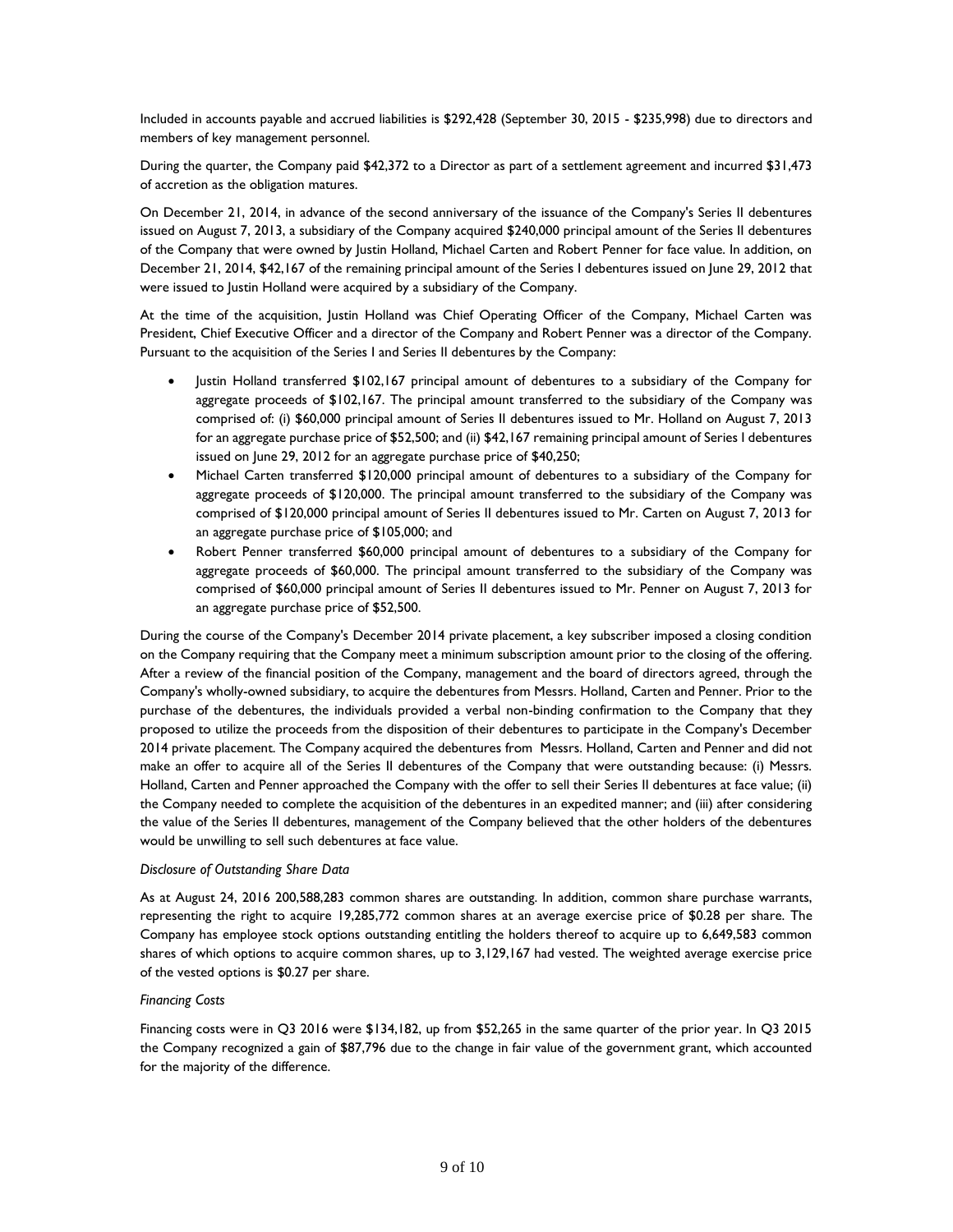Included in accounts payable and accrued liabilities is $292,428 (September 30, 2015 - $235,998) due to directors and members of key management personnel.

During the quarter, the Company paid $42,372 to a Director as part of a settlement agreement and incurred $31,473 of accretion as the obligation matures.

On December 21, 2014, in advance of the second anniversary of the issuance of the Company's Series II debentures issued on August 7, 2013, a subsidiary of the Company acquired $240,000 principal amount of the Series II debentures of the Company that were owned by Justin Holland, Michael Carten and Robert Penner for face value. In addition, on December 21, 2014, $42,167 of the remaining principal amount of the Series I debentures issued on June 29, 2012 that were issued to Justin Holland were acquired by a subsidiary of the Company.

At the time of the acquisition, Justin Holland was Chief Operating Officer of the Company, Michael Carten was President, Chief Executive Officer and a director of the Company and Robert Penner was a director of the Company. Pursuant to the acquisition of the Series I and Series II debentures by the Company:

- Justin Holland transferred $102,167 principal amount of debentures to a subsidiary of the Company for aggregate proceeds of $102,167. The principal amount transferred to the subsidiary of the Company was comprised of: (i) $60,000 principal amount of Series II debentures issued to Mr. Holland on August 7, 2013 for an aggregate purchase price of $52,500; and (ii) $42,167 remaining principal amount of Series I debentures issued on June 29, 2012 for an aggregate purchase price of $40,250;
- Michael Carten transferred $120,000 principal amount of debentures to a subsidiary of the Company for aggregate proceeds of $120,000. The principal amount transferred to the subsidiary of the Company was comprised of $120,000 principal amount of Series II debentures issued to Mr. Carten on August 7, 2013 for an aggregate purchase price of $105,000; and
- Robert Penner transferred $60,000 principal amount of debentures to a subsidiary of the Company for aggregate proceeds of $60,000. The principal amount transferred to the subsidiary of the Company was comprised of $60,000 principal amount of Series II debentures issued to Mr. Penner on August 7, 2013 for an aggregate purchase price of $52,500.

During the course of the Company's December 2014 private placement, a key subscriber imposed a closing condition on the Company requiring that the Company meet a minimum subscription amount prior to the closing of the offering. After a review of the financial position of the Company, management and the board of directors agreed, through the Company's wholly-owned subsidiary, to acquire the debentures from Messrs. Holland, Carten and Penner. Prior to the purchase of the debentures, the individuals provided a verbal non-binding confirmation to the Company that they proposed to utilize the proceeds from the disposition of their debentures to participate in the Company's December 2014 private placement. The Company acquired the debentures from Messrs. Holland, Carten and Penner and did not make an offer to acquire all of the Series II debentures of the Company that were outstanding because: (i) Messrs. Holland, Carten and Penner approached the Company with the offer to sell their Series II debentures at face value; (ii) the Company needed to complete the acquisition of the debentures in an expedited manner; and (iii) after considering the value of the Series II debentures, management of the Company believed that the other holders of the debentures would be unwilling to sell such debentures at face value.

*Disclosure of Outstanding Share Data*

As at August 24, 2016 200,588,283 common shares are outstanding. In addition, common share purchase warrants, representing the right to acquire 19,285,772 common shares at an average exercise price of $0.28 per share. The Company has employee stock options outstanding entitling the holders thereof to acquire up to 6,649,583 common shares of which options to acquire common shares, up to 3,129,167 had vested. The weighted average exercise price of the vested options is $0.27 per share.

*Financing Costs*

Financing costs were in Q3 2016 were $134,182, up from $52,265 in the same quarter of the prior year. In Q3 2015 the Company recognized a gain of $87,796 due to the change in fair value of the government grant, which accounted for the majority of the difference.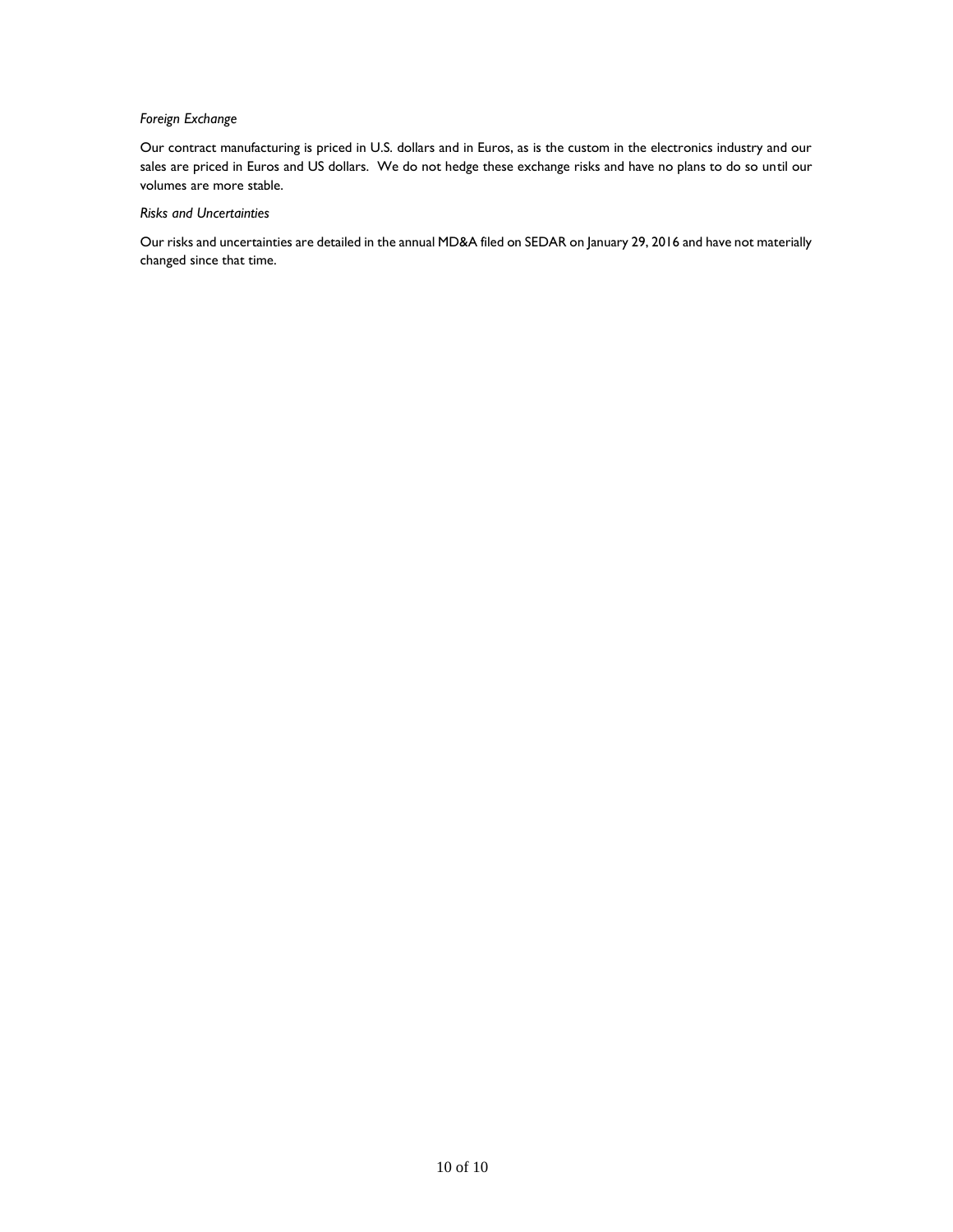*Foreign Exchange*

Our contract manufacturing is priced in U.S. dollars and in Euros, as is the custom in the electronics industry and our sales are priced in Euros and US dollars. We do not hedge these exchange risks and have no plans to do so until our volumes are more stable.

*Risks and Uncertainties*

Our risks and uncertainties are detailed in the annual MD&A filed on SEDAR on January 29, 2016 and have not materially changed since that time.